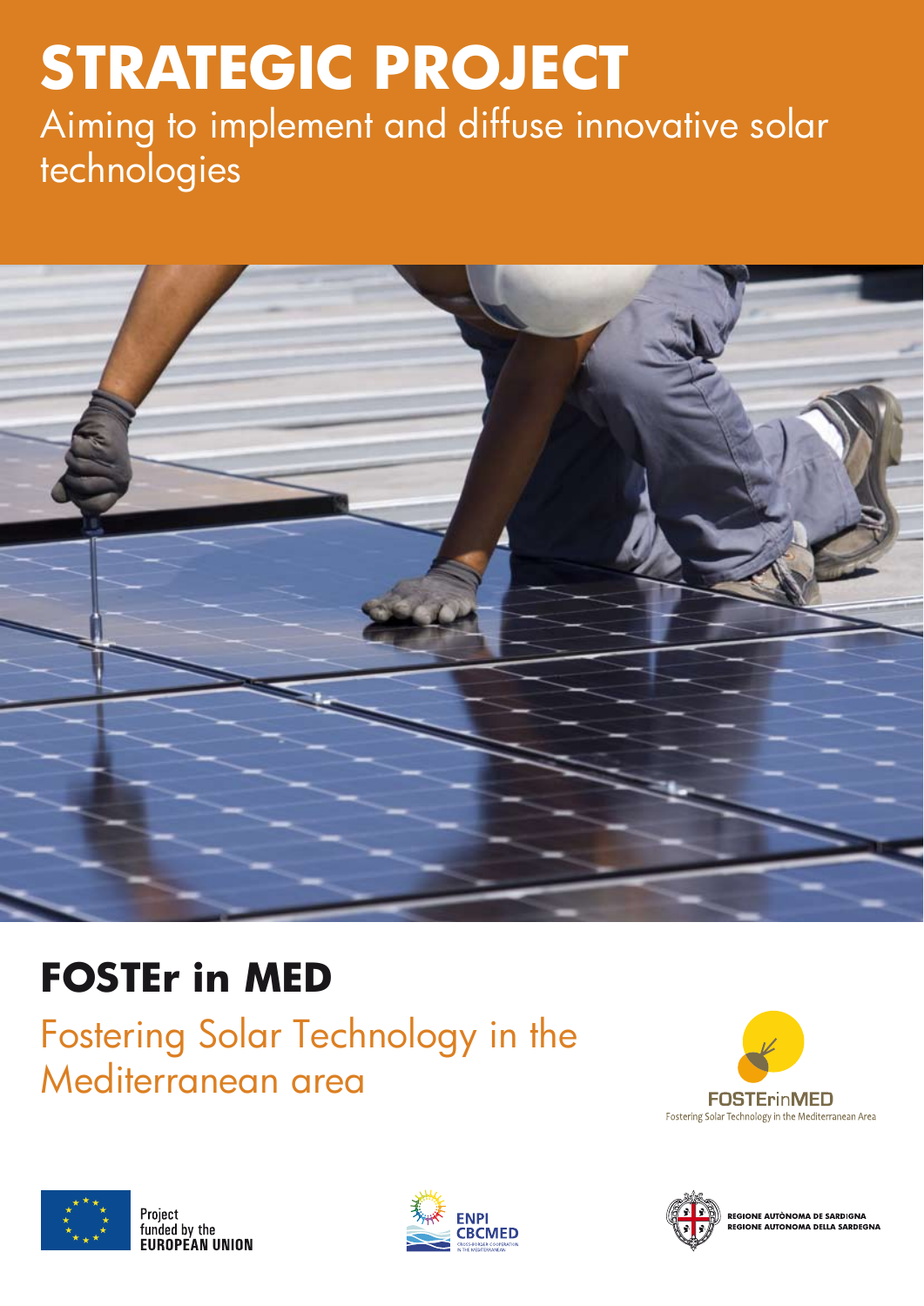# STRATEGIC PROJECT

Aiming to implement and diffuse innovative solar technologies

## FOSTEr in MED

Fostering Solar Technology in the Mediterranean area

FOSTErinMED
Fostering Solar Technology in the Mediterranean Area

Project funded by the **EUROPEAN UNION**

ENPI CBCMED
CROSS-BORDER COOPERATION IN THE MEDITERRANEAN

REGIONE AUTÒNOMA DE SARDIGNA
REGIONE AUTONOMA DELLA SARDEGNA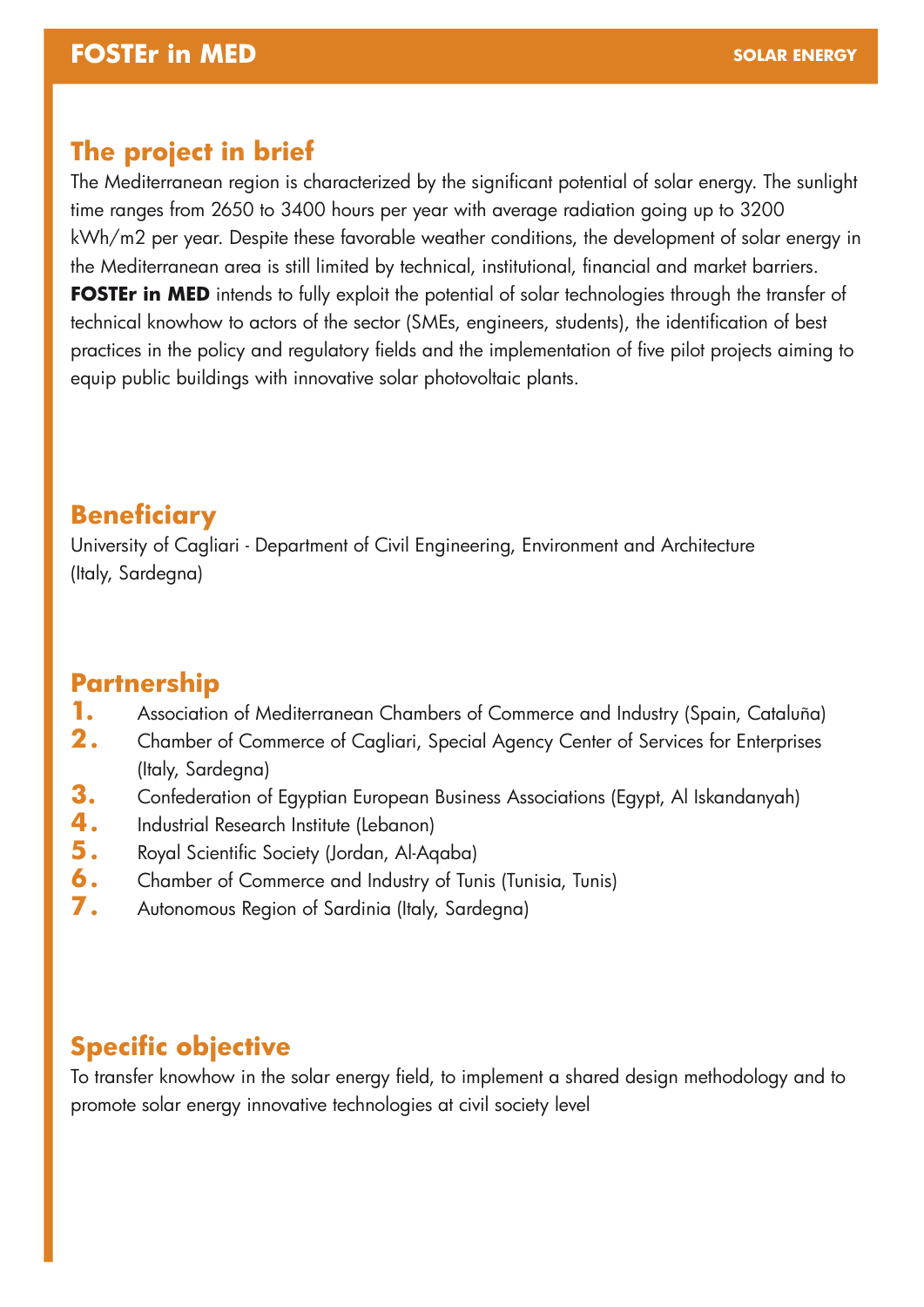# FOSTEr in MED

SOLAR ENERGY

## The project in brief

The Mediterranean region is characterized by the significant potential of solar energy. The sunlight time ranges from 2650 to 3400 hours per year with average radiation going up to 3200 kWh/m2 per year. Despite these favorable weather conditions, the development of solar energy in the Mediterranean area is still limited by technical, institutional, financial and market barriers. **FOSTEr in MED** intends to fully exploit the potential of solar technologies through the transfer of technical knowhow to actors of the sector (SMEs, engineers, students), the identification of best practices in the policy and regulatory fields and the implementation of five pilot projects aiming to equip public buildings with innovative solar photovoltaic plants.

## Beneficiary

University of Cagliari - Department of Civil Engineering, Environment and Architecture (Italy, Sardegna)

## Partnership

1. Association of Mediterranean Chambers of Commerce and Industry (Spain, Cataluña)
2. Chamber of Commerce of Cagliari, Special Agency Center of Services for Enterprises (Italy, Sardegna)
3. Confederation of Egyptian European Business Associations (Egypt, Al Iskandanyah)
4. Industrial Research Institute (Lebanon)
5. Royal Scientific Society (Jordan, Al-Aqaba)
6. Chamber of Commerce and Industry of Tunis (Tunisia, Tunis)
7. Autonomous Region of Sardinia (Italy, Sardegna)

## Specific objective

To transfer knowhow in the solar energy field, to implement a shared design methodology and to promote solar energy innovative technologies at civil society level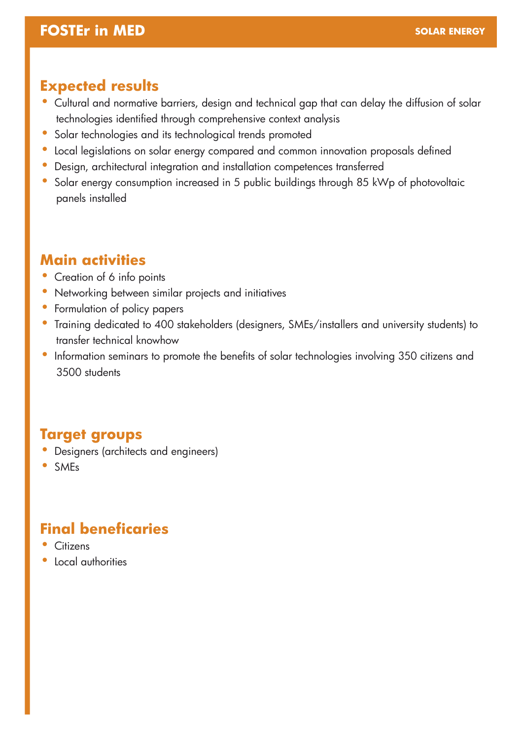# FOSTEr in MED

SOLAR ENERGY

## Expected results

- Cultural and normative barriers, design and technical gap that can delay the diffusion of solar technologies identified through comprehensive context analysis
- Solar technologies and its technological trends promoted
- Local legislations on solar energy compared and common innovation proposals defined
- Design, architectural integration and installation competences transferred
- Solar energy consumption increased in 5 public buildings through 85 kWp of photovoltaic panels installed

## Main activities

- Creation of 6 info points
- Networking between similar projects and initiatives
- Formulation of policy papers
- Training dedicated to 400 stakeholders (designers, SMEs/installers and university students) to transfer technical knowhow
- Information seminars to promote the benefits of solar technologies involving 350 citizens and 3500 students

## Target groups

- Designers (architects and engineers)
- SMEs

## Final beneficaries

- Citizens
- Local authorities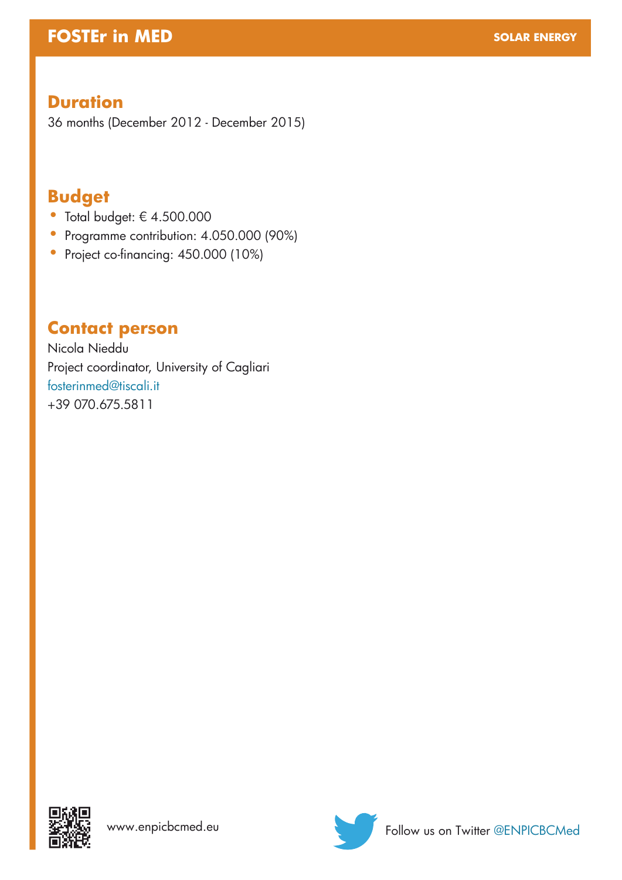## Duration

36 months (December 2012 - December 2015)

## Budget

- Total budget: € 4.500.000
- Programme contribution: 4.050.000 (90%)
- Project co-financing: 450.000 (10%)

## Contact person

Nicola Nieddu
Project coordinator, University of Cagliari
fosterinmed@tiscali.it
+39 070.675.5811

www.enpicbcmed.eu

Follow us on Twitter @ENPICBCMed